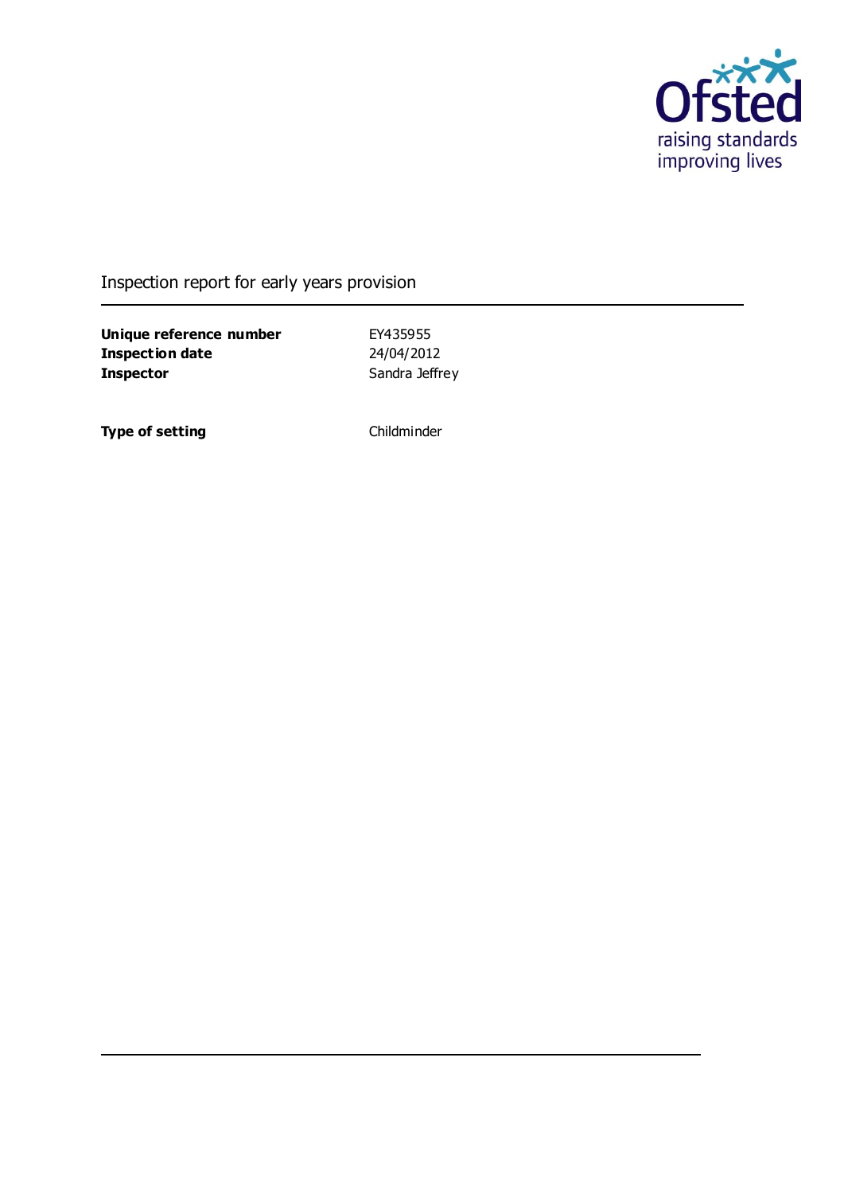Ofsted
raising standards
improving lives

# Inspection report for early years provision

| | |
|---|---|
| **Unique reference number** | EY435955 |
| **Inspection date** | 24/04/2012 |
| **Inspector** | Sandra Jeffrey |

| | |
|---|---|
| **Type of setting** | Childminder |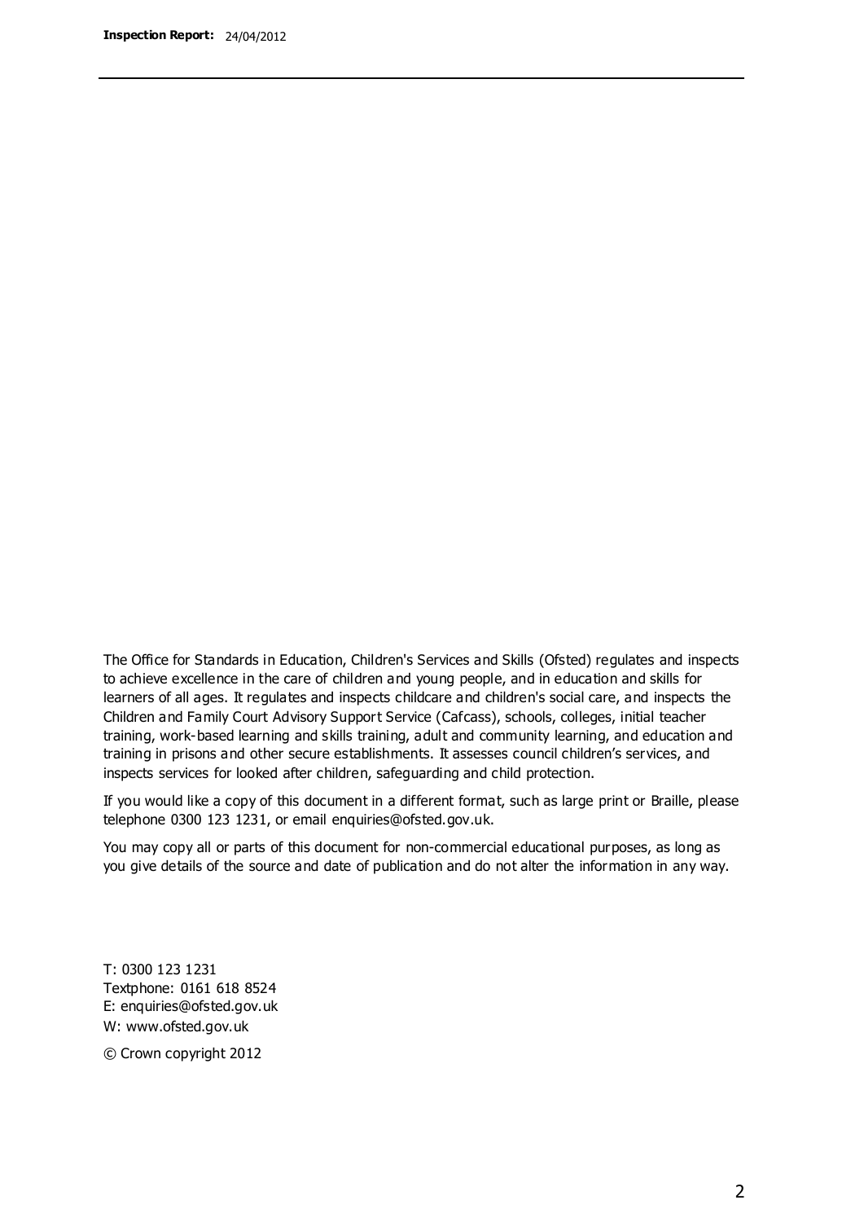The Office for Standards in Education, Children's Services and Skills (Ofsted) regulates and inspects to achieve excellence in the care of children and young people, and in education and skills for learners of all ages. It regulates and inspects childcare and children's social care, and inspects the Children and Family Court Advisory Support Service (Cafcass), schools, colleges, initial teacher training, work-based learning and skills training, adult and community learning, and education and training in prisons and other secure establishments. It assesses council children's services, and inspects services for looked after children, safeguarding and child protection.

If you would like a copy of this document in a different format, such as large print or Braille, please telephone 0300 123 1231, or email enquiries@ofsted.gov.uk.

You may copy all or parts of this document for non-commercial educational purposes, as long as you give details of the source and date of publication and do not alter the information in any way.

T: 0300 123 1231
Textphone: 0161 618 8524
E: enquiries@ofsted.gov.uk
W: www.ofsted.gov.uk

© Crown copyright 2012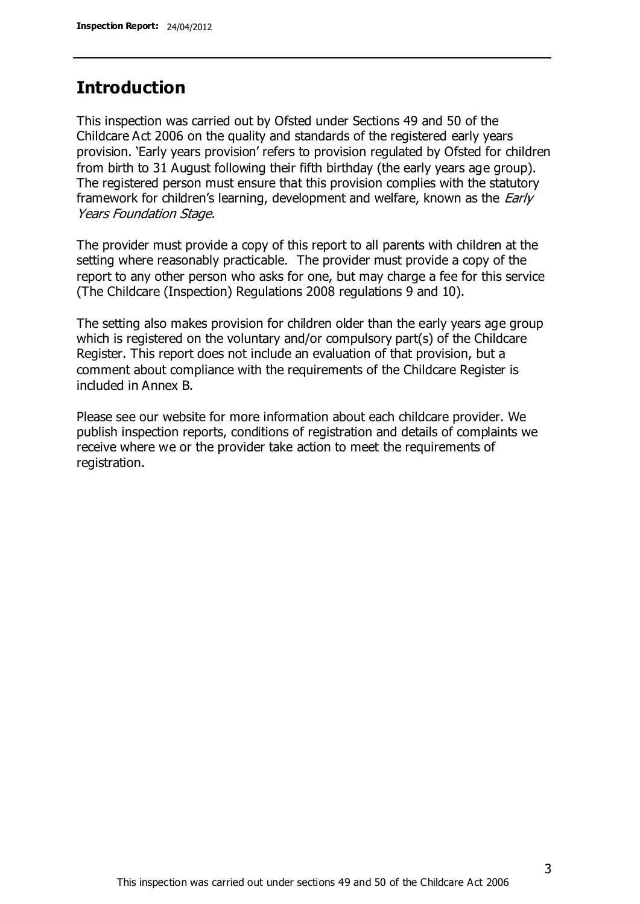## Introduction

This inspection was carried out by Ofsted under Sections 49 and 50 of the Childcare Act 2006 on the quality and standards of the registered early years provision. 'Early years provision' refers to provision regulated by Ofsted for children from birth to 31 August following their fifth birthday (the early years age group). The registered person must ensure that this provision complies with the statutory framework for children's learning, development and welfare, known as the *Early Years Foundation Stage.*

The provider must provide a copy of this report to all parents with children at the setting where reasonably practicable. The provider must provide a copy of the report to any other person who asks for one, but may charge a fee for this service (The Childcare (Inspection) Regulations 2008 regulations 9 and 10).

The setting also makes provision for children older than the early years age group which is registered on the voluntary and/or compulsory part(s) of the Childcare Register. This report does not include an evaluation of that provision, but a comment about compliance with the requirements of the Childcare Register is included in Annex B.

Please see our website for more information about each childcare provider. We publish inspection reports, conditions of registration and details of complaints we receive where we or the provider take action to meet the requirements of registration.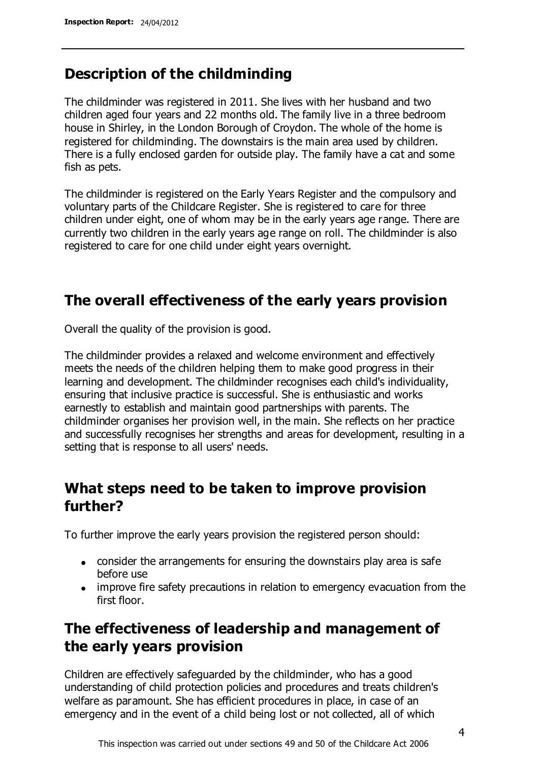## Description of the childminding

The childminder was registered in 2011. She lives with her husband and two children aged four years and 22 months old. The family live in a three bedroom house in Shirley, in the London Borough of Croydon. The whole of the home is registered for childminding. The downstairs is the main area used by children. There is a fully enclosed garden for outside play. The family have a cat and some fish as pets.

The childminder is registered on the Early Years Register and the compulsory and voluntary parts of the Childcare Register. She is registered to care for three children under eight, one of whom may be in the early years age range. There are currently two children in the early years age range on roll. The childminder is also registered to care for one child under eight years overnight.

## The overall effectiveness of the early years provision

Overall the quality of the provision is good.

The childminder provides a relaxed and welcome environment and effectively meets the needs of the children helping them to make good progress in their learning and development. The childminder recognises each child's individuality, ensuring that inclusive practice is successful. She is enthusiastic and works earnestly to establish and maintain good partnerships with parents. The childminder organises her provision well, in the main. She reflects on her practice and successfully recognises her strengths and areas for development, resulting in a setting that is response to all users' needs.

## What steps need to be taken to improve provision further?

To further improve the early years provision the registered person should:

- consider the arrangements for ensuring the downstairs play area is safe before use
- improve fire safety precautions in relation to emergency evacuation from the first floor.

## The effectiveness of leadership and management of the early years provision

Children are effectively safeguarded by the childminder, who has a good understanding of child protection policies and procedures and treats children's welfare as paramount. She has efficient procedures in place, in case of an emergency and in the event of a child being lost or not collected, all of which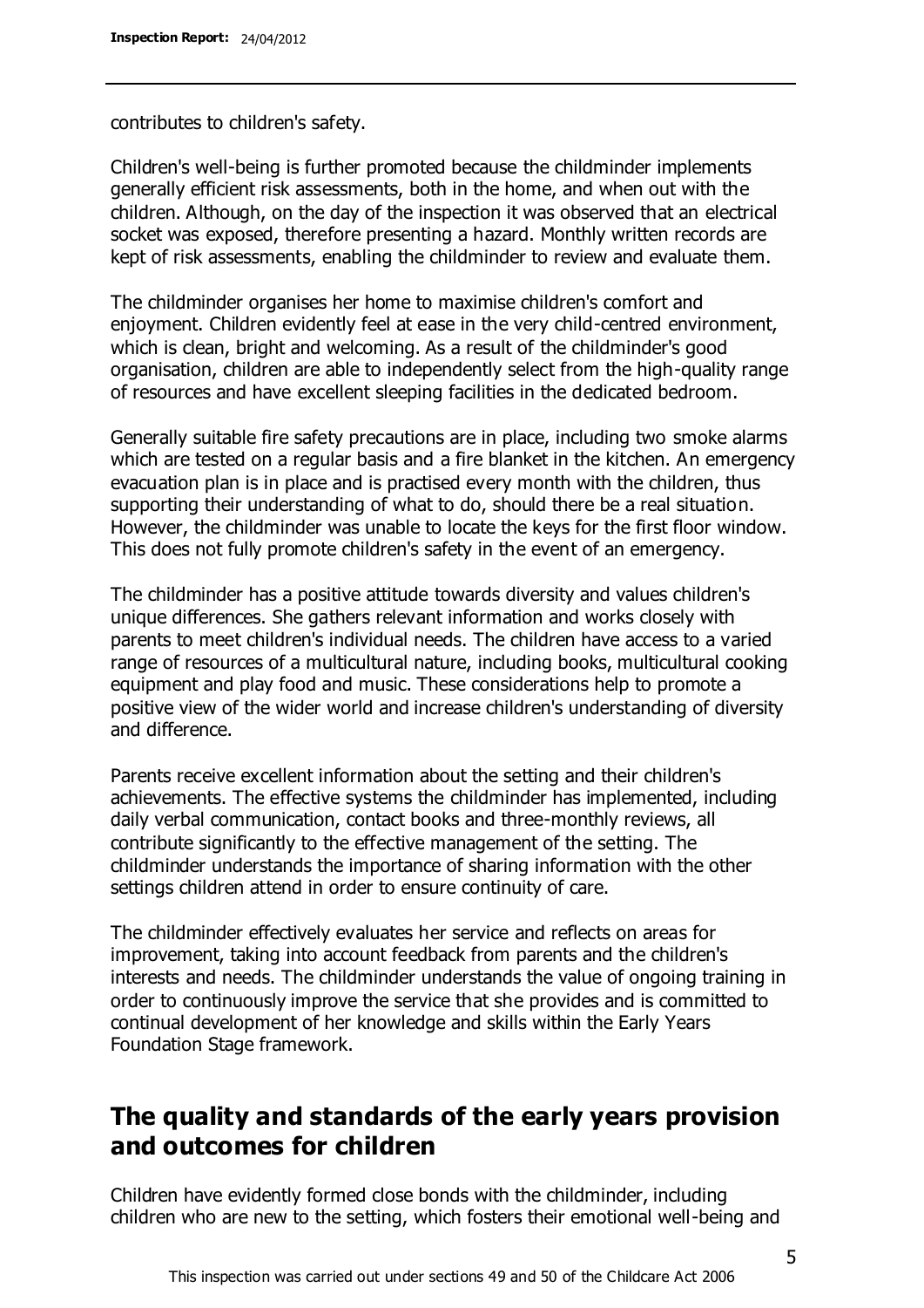contributes to children's safety.

Children's well-being is further promoted because the childminder implements generally efficient risk assessments, both in the home, and when out with the children. Although, on the day of the inspection it was observed that an electrical socket was exposed, therefore presenting a hazard. Monthly written records are kept of risk assessments, enabling the childminder to review and evaluate them.

The childminder organises her home to maximise children's comfort and enjoyment. Children evidently feel at ease in the very child-centred environment, which is clean, bright and welcoming. As a result of the childminder's good organisation, children are able to independently select from the high-quality range of resources and have excellent sleeping facilities in the dedicated bedroom.

Generally suitable fire safety precautions are in place, including two smoke alarms which are tested on a regular basis and a fire blanket in the kitchen. An emergency evacuation plan is in place and is practised every month with the children, thus supporting their understanding of what to do, should there be a real situation. However, the childminder was unable to locate the keys for the first floor window. This does not fully promote children's safety in the event of an emergency.

The childminder has a positive attitude towards diversity and values children's unique differences. She gathers relevant information and works closely with parents to meet children's individual needs. The children have access to a varied range of resources of a multicultural nature, including books, multicultural cooking equipment and play food and music. These considerations help to promote a positive view of the wider world and increase children's understanding of diversity and difference.

Parents receive excellent information about the setting and their children's achievements. The effective systems the childminder has implemented, including daily verbal communication, contact books and three-monthly reviews, all contribute significantly to the effective management of the setting. The childminder understands the importance of sharing information with the other settings children attend in order to ensure continuity of care.

The childminder effectively evaluates her service and reflects on areas for improvement, taking into account feedback from parents and the children's interests and needs. The childminder understands the value of ongoing training in order to continuously improve the service that she provides and is committed to continual development of her knowledge and skills within the Early Years Foundation Stage framework.

## The quality and standards of the early years provision and outcomes for children

Children have evidently formed close bonds with the childminder, including children who are new to the setting, which fosters their emotional well-being and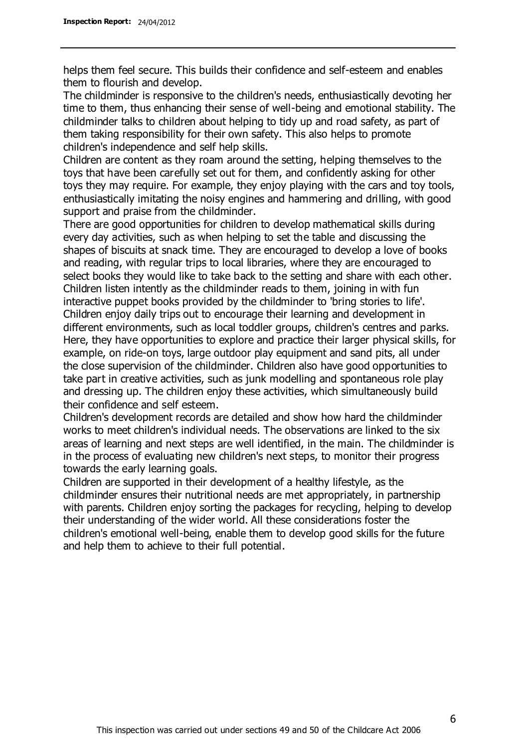helps them feel secure. This builds their confidence and self-esteem and enables them to flourish and develop.

The childminder is responsive to the children's needs, enthusiastically devoting her time to them, thus enhancing their sense of well-being and emotional stability. The childminder talks to children about helping to tidy up and road safety, as part of them taking responsibility for their own safety. This also helps to promote children's independence and self help skills.

Children are content as they roam around the setting, helping themselves to the toys that have been carefully set out for them, and confidently asking for other toys they may require. For example, they enjoy playing with the cars and toy tools, enthusiastically imitating the noisy engines and hammering and drilling, with good support and praise from the childminder.

There are good opportunities for children to develop mathematical skills during every day activities, such as when helping to set the table and discussing the shapes of biscuits at snack time. They are encouraged to develop a love of books and reading, with regular trips to local libraries, where they are encouraged to select books they would like to take back to the setting and share with each other. Children listen intently as the childminder reads to them, joining in with fun interactive puppet books provided by the childminder to 'bring stories to life'. Children enjoy daily trips out to encourage their learning and development in different environments, such as local toddler groups, children's centres and parks. Here, they have opportunities to explore and practice their larger physical skills, for example, on ride-on toys, large outdoor play equipment and sand pits, all under the close supervision of the childminder. Children also have good opportunities to take part in creative activities, such as junk modelling and spontaneous role play and dressing up. The children enjoy these activities, which simultaneously build their confidence and self esteem.

Children's development records are detailed and show how hard the childminder works to meet children's individual needs. The observations are linked to the six areas of learning and next steps are well identified, in the main. The childminder is in the process of evaluating new children's next steps, to monitor their progress towards the early learning goals.

Children are supported in their development of a healthy lifestyle, as the childminder ensures their nutritional needs are met appropriately, in partnership with parents. Children enjoy sorting the packages for recycling, helping to develop their understanding of the wider world. All these considerations foster the children's emotional well-being, enable them to develop good skills for the future and help them to achieve to their full potential.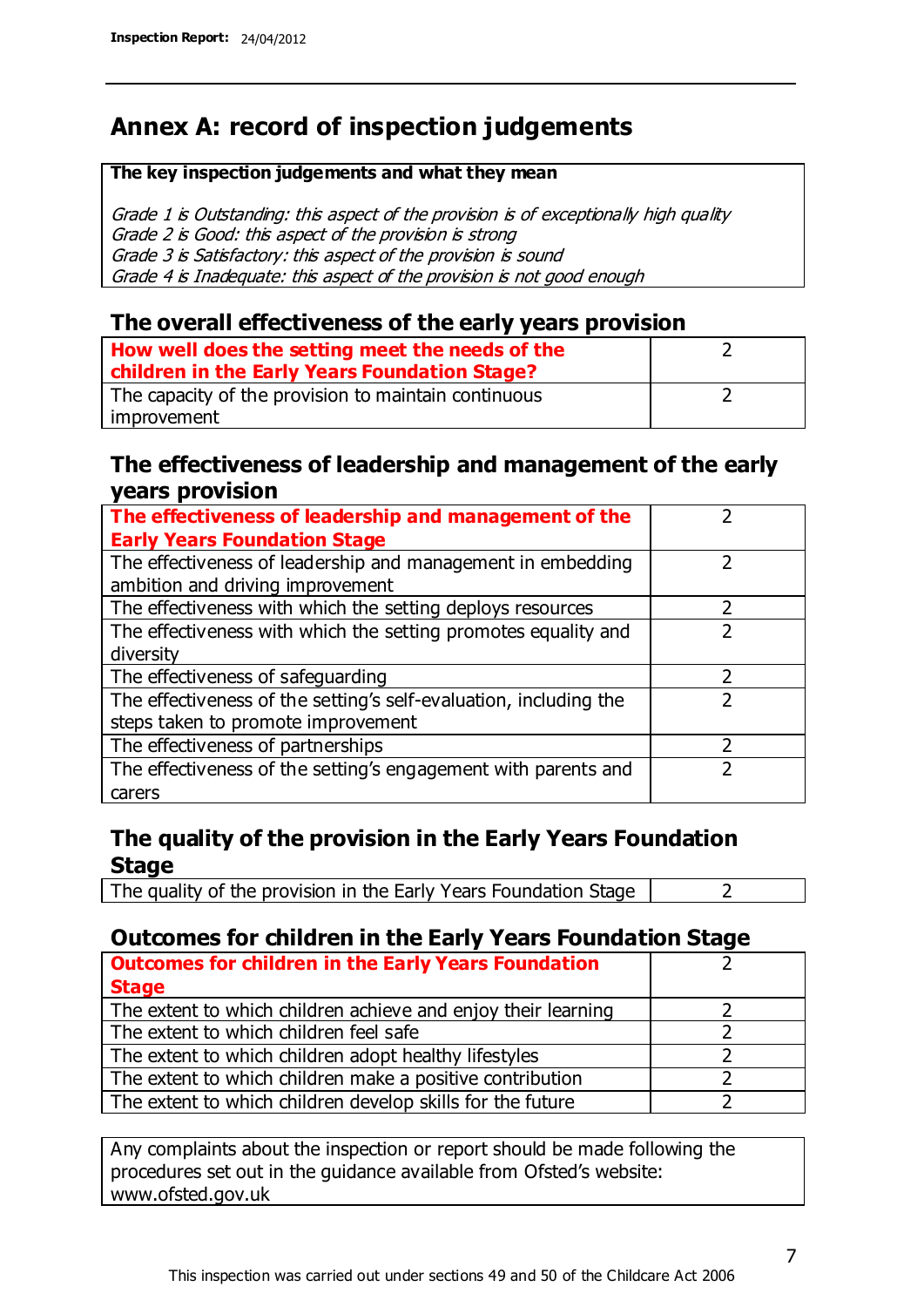# Annex A: record of inspection judgements

**The key inspection judgements and what they mean**

*Grade 1 is Outstanding: this aspect of the provision is of exceptionally high quality*
*Grade 2 is Good: this aspect of the provision is strong*
*Grade 3 is Satisfactory: this aspect of the provision is sound*
*Grade 4 is Inadequate: this aspect of the provision is not good enough*

## The overall effectiveness of the early years provision

| | |
|---|---|
| **How well does the setting meet the needs of the children in the Early Years Foundation Stage?** | 2 |
| The capacity of the provision to maintain continuous improvement | 2 |

## The effectiveness of leadership and management of the early years provision

| | |
|---|---|
| **The effectiveness of leadership and management of the Early Years Foundation Stage** | 2 |
| The effectiveness of leadership and management in embedding ambition and driving improvement | 2 |
| The effectiveness with which the setting deploys resources | 2 |
| The effectiveness with which the setting promotes equality and diversity | 2 |
| The effectiveness of safeguarding | 2 |
| The effectiveness of the setting's self-evaluation, including the steps taken to promote improvement | 2 |
| The effectiveness of partnerships | 2 |
| The effectiveness of the setting's engagement with parents and carers | 2 |

## The quality of the provision in the Early Years Foundation Stage

| | |
|---|---|
| The quality of the provision in the Early Years Foundation Stage | 2 |

## Outcomes for children in the Early Years Foundation Stage

| | |
|---|---|
| **Outcomes for children in the Early Years Foundation Stage** | 2 |
| The extent to which children achieve and enjoy their learning | 2 |
| The extent to which children feel safe | 2 |
| The extent to which children adopt healthy lifestyles | 2 |
| The extent to which children make a positive contribution | 2 |
| The extent to which children develop skills for the future | 2 |

Any complaints about the inspection or report should be made following the procedures set out in the guidance available from Ofsted's website: www.ofsted.gov.uk

This inspection was carried out under sections 49 and 50 of the Childcare Act 2006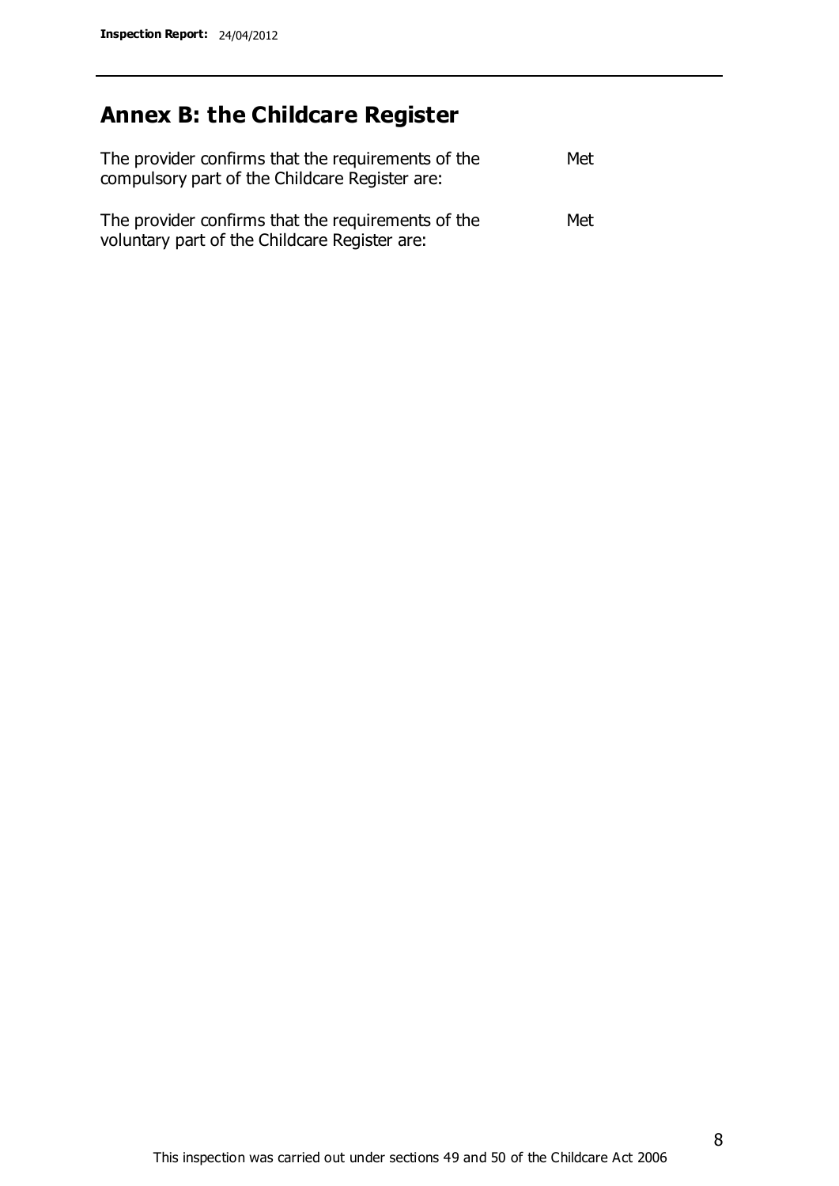# Annex B: the Childcare Register

| | |
|---|---|
| The provider confirms that the requirements of the compulsory part of the Childcare Register are: | Met |
| The provider confirms that the requirements of the voluntary part of the Childcare Register are: | Met |

This inspection was carried out under sections 49 and 50 of the Childcare Act 2006